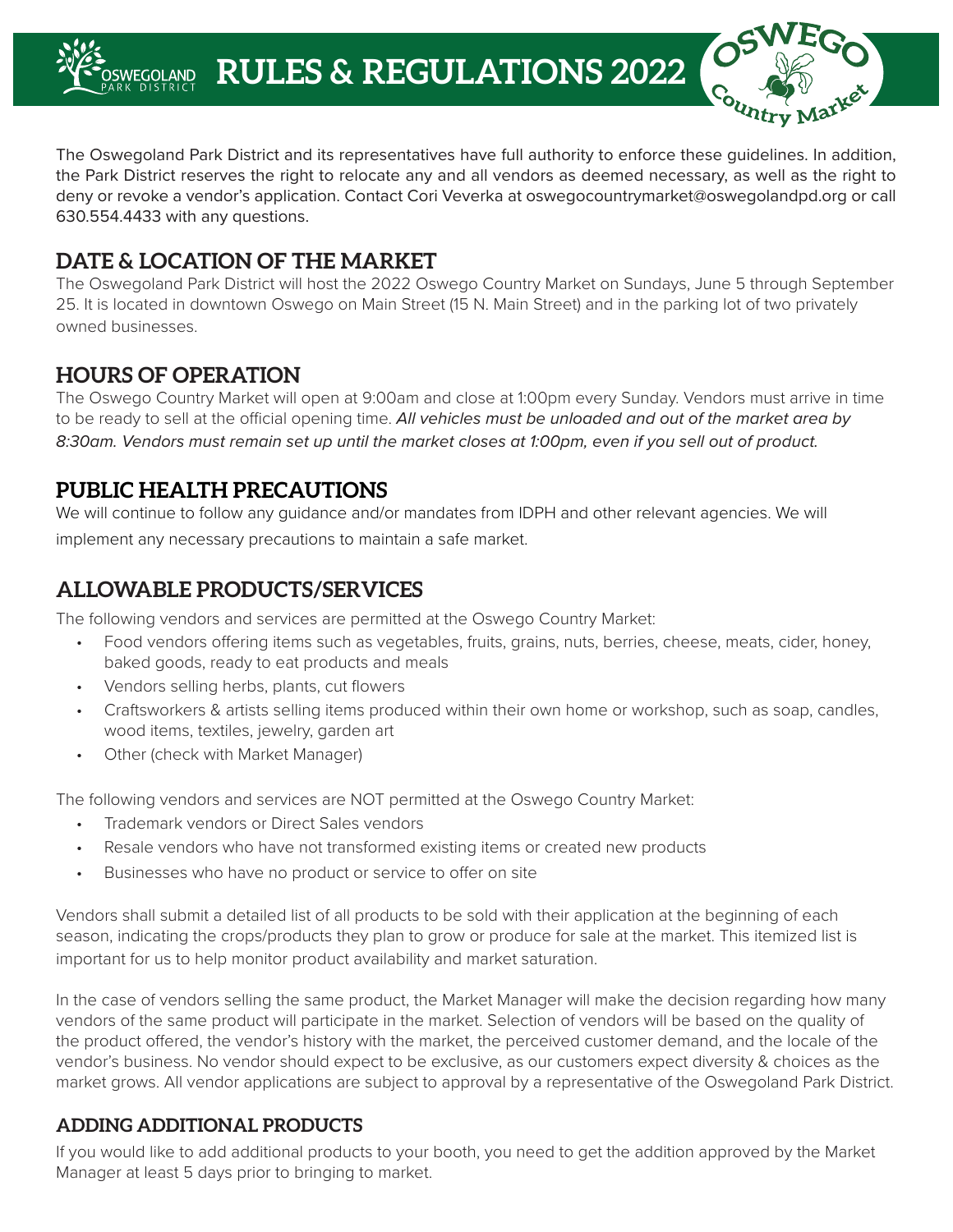# RULES & REGULATIONS 2022

The Oswegoland Park District and its representatives have full authority to enforce these guidelines. In addition, the Park District reserves the right to relocate any and all vendors as deemed necessary, as well as the right to deny or revoke a vendor's application. Contact Cori Veverka at oswegocountrymarket@oswegolandpd.org or call 630.554.4433 with any questions.

## DATE & LOCATION OF THE MARKET

The Oswegoland Park District will host the 2022 Oswego Country Market on Sundays, June 5 through September 25. It is located in downtown Oswego on Main Street (15 N. Main Street) and in the parking lot of two privately owned businesses.

## HOURS OF OPERATION

The Oswego Country Market will open at 9:00am and close at 1:00pm every Sunday. Vendors must arrive in time to be ready to sell at the official opening time. *All vehicles must be unloaded and out of the market area by 8:30am. Vendors must remain set up until the market closes at 1:00pm, even if you sell out of product.*

## PUBLIC HEALTH PRECAUTIONS

We will continue to follow any guidance and/or mandates from IDPH and other relevant agencies. We will implement any necessary precautions to maintain a safe market.

## ALLOWABLE PRODUCTS/SERVICES

The following vendors and services are permitted at the Oswego Country Market:

- Food vendors offering items such as vegetables, fruits, grains, nuts, berries, cheese, meats, cider, honey, baked goods, ready to eat products and meals
- Vendors selling herbs, plants, cut flowers
- Craftsworkers & artists selling items produced within their own home or workshop, such as soap, candles, wood items, textiles, jewelry, garden art
- Other (check with Market Manager)

The following vendors and services are NOT permitted at the Oswego Country Market:

- Trademark vendors or Direct Sales vendors
- Resale vendors who have not transformed existing items or created new products
- Businesses who have no product or service to offer on site

Vendors shall submit a detailed list of all products to be sold with their application at the beginning of each season, indicating the crops/products they plan to grow or produce for sale at the market. This itemized list is important for us to help monitor product availability and market saturation.

In the case of vendors selling the same product, the Market Manager will make the decision regarding how many vendors of the same product will participate in the market. Selection of vendors will be based on the quality of the product offered, the vendor's history with the market, the perceived customer demand, and the locale of the vendor's business. No vendor should expect to be exclusive, as our customers expect diversity & choices as the market grows. All vendor applications are subject to approval by a representative of the Oswegoland Park District.

### ADDING ADDITIONAL PRODUCTS

If you would like to add additional products to your booth, you need to get the addition approved by the Market Manager at least 5 days prior to bringing to market.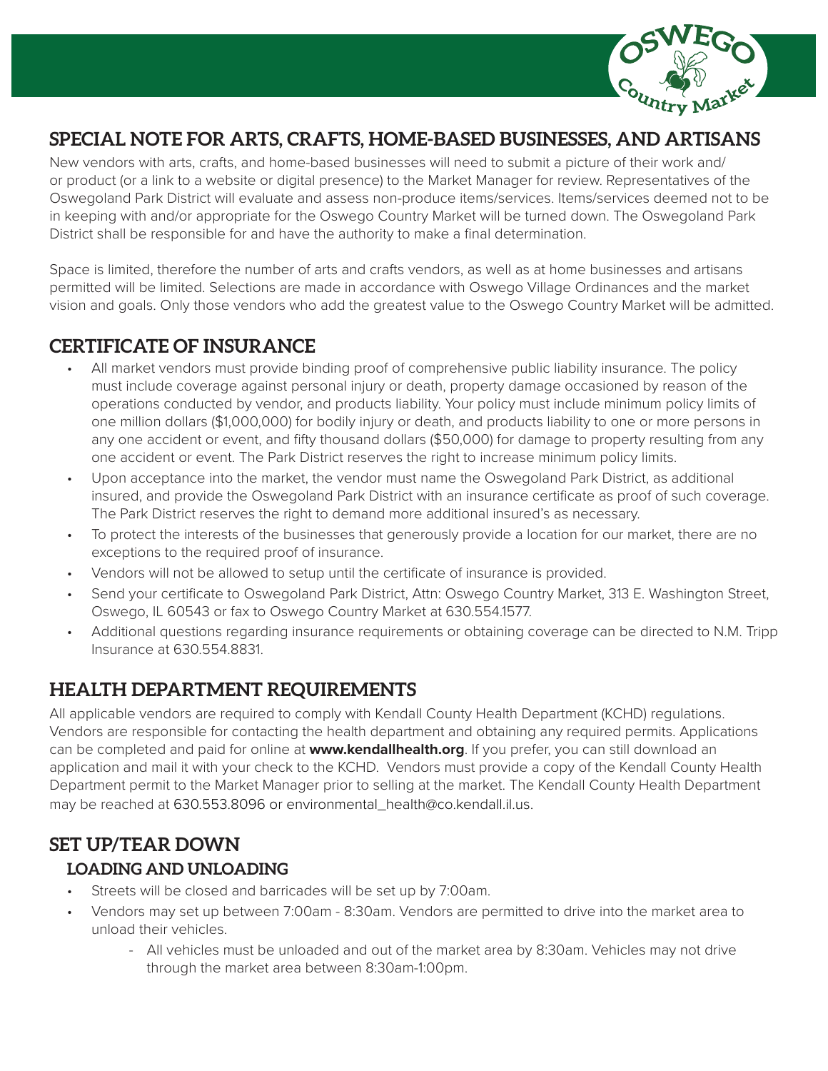## SPECIAL NOTE FOR ARTS, CRAFTS, HOME-BASED BUSINESSES, AND ARTISANS

New vendors with arts, crafts, and home-based businesses will need to submit a picture of their work and/or product (or a link to a website or digital presence) to the Market Manager for review. Representatives of the Oswegoland Park District will evaluate and assess non-produce items/services. Items/services deemed not to be in keeping with and/or appropriate for the Oswego Country Market will be turned down. The Oswegoland Park District shall be responsible for and have the authority to make a final determination.

Space is limited, therefore the number of arts and crafts vendors, as well as at home businesses and artisans permitted will be limited. Selections are made in accordance with Oswego Village Ordinances and the market vision and goals. Only those vendors who add the greatest value to the Oswego Country Market will be admitted.

## CERTIFICATE OF INSURANCE

- All market vendors must provide binding proof of comprehensive public liability insurance. The policy must include coverage against personal injury or death, property damage occasioned by reason of the operations conducted by vendor, and products liability. Your policy must include minimum policy limits of one million dollars ($1,000,000) for bodily injury or death, and products liability to one or more persons in any one accident or event, and fifty thousand dollars ($50,000) for damage to property resulting from any one accident or event. The Park District reserves the right to increase minimum policy limits.
- Upon acceptance into the market, the vendor must name the Oswegoland Park District, as additional insured, and provide the Oswegoland Park District with an insurance certificate as proof of such coverage. The Park District reserves the right to demand more additional insured's as necessary.
- To protect the interests of the businesses that generously provide a location for our market, there are no exceptions to the required proof of insurance.
- Vendors will not be allowed to setup until the certificate of insurance is provided.
- Send your certificate to Oswegoland Park District, Attn: Oswego Country Market, 313 E. Washington Street, Oswego, IL 60543 or fax to Oswego Country Market at 630.554.1577.
- Additional questions regarding insurance requirements or obtaining coverage can be directed to N.M. Tripp Insurance at 630.554.8831.

## HEALTH DEPARTMENT REQUIREMENTS

All applicable vendors are required to comply with Kendall County Health Department (KCHD) regulations. Vendors are responsible for contacting the health department and obtaining any required permits. Applications can be completed and paid for online at **www.kendallhealth.org**. If you prefer, you can still download an application and mail it with your check to the KCHD. Vendors must provide a copy of the Kendall County Health Department permit to the Market Manager prior to selling at the market. The Kendall County Health Department may be reached at 630.553.8096 or environmental_health@co.kendall.il.us.

## SET UP/TEAR DOWN

### LOADING AND UNLOADING

- Streets will be closed and barricades will be set up by 7:00am.
- Vendors may set up between 7:00am - 8:30am. Vendors are permitted to drive into the market area to unload their vehicles.
  - All vehicles must be unloaded and out of the market area by 8:30am. Vehicles may not drive through the market area between 8:30am-1:00pm.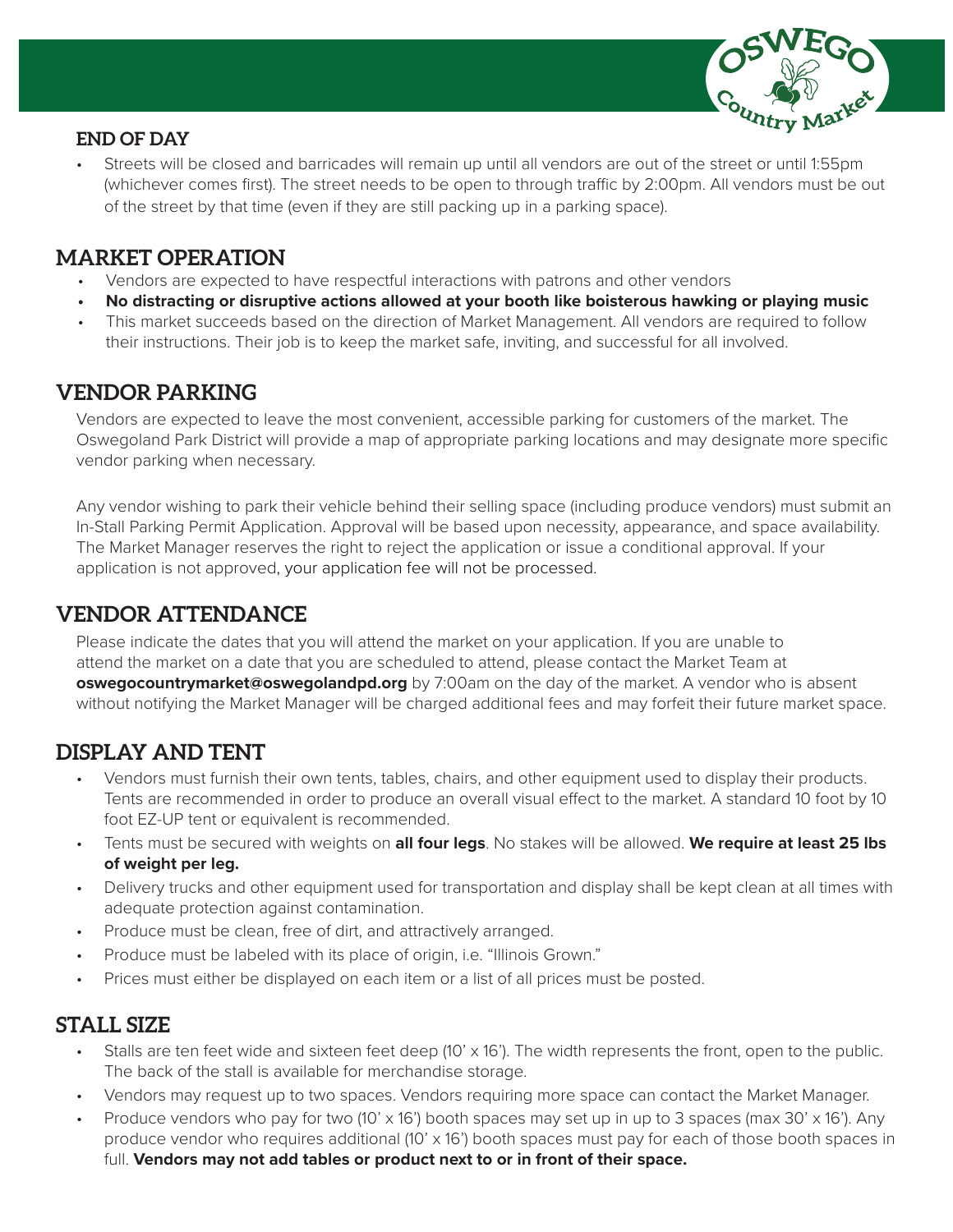## END OF DAY

- Streets will be closed and barricades will remain up until all vendors are out of the street or until 1:55pm (whichever comes first). The street needs to be open to through traffic by 2:00pm. All vendors must be out of the street by that time (even if they are still packing up in a parking space).

## MARKET OPERATION

- Vendors are expected to have respectful interactions with patrons and other vendors
- **No distracting or disruptive actions allowed at your booth like boisterous hawking or playing music**
- This market succeeds based on the direction of Market Management. All vendors are required to follow their instructions. Their job is to keep the market safe, inviting, and successful for all involved.

## VENDOR PARKING

Vendors are expected to leave the most convenient, accessible parking for customers of the market. The Oswegoland Park District will provide a map of appropriate parking locations and may designate more specific vendor parking when necessary.

Any vendor wishing to park their vehicle behind their selling space (including produce vendors) must submit an In-Stall Parking Permit Application. Approval will be based upon necessity, appearance, and space availability. The Market Manager reserves the right to reject the application or issue a conditional approval. If your application is not approved, your application fee will not be processed.

## VENDOR ATTENDANCE

Please indicate the dates that you will attend the market on your application. If you are unable to attend the market on a date that you are scheduled to attend, please contact the Market Team at **oswegocountrymarket@oswegolandpd.org** by 7:00am on the day of the market. A vendor who is absent without notifying the Market Manager will be charged additional fees and may forfeit their future market space.

## DISPLAY AND TENT

- Vendors must furnish their own tents, tables, chairs, and other equipment used to display their products. Tents are recommended in order to produce an overall visual effect to the market. A standard 10 foot by 10 foot EZ-UP tent or equivalent is recommended.
- Tents must be secured with weights on **all four legs**. No stakes will be allowed. **We require at least 25 lbs of weight per leg.**
- Delivery trucks and other equipment used for transportation and display shall be kept clean at all times with adequate protection against contamination.
- Produce must be clean, free of dirt, and attractively arranged.
- Produce must be labeled with its place of origin, i.e. "Illinois Grown."
- Prices must either be displayed on each item or a list of all prices must be posted.

## STALL SIZE

- Stalls are ten feet wide and sixteen feet deep (10' x 16'). The width represents the front, open to the public. The back of the stall is available for merchandise storage.
- Vendors may request up to two spaces. Vendors requiring more space can contact the Market Manager.
- Produce vendors who pay for two (10' x 16') booth spaces may set up in up to 3 spaces (max 30' x 16'). Any produce vendor who requires additional (10' x 16') booth spaces must pay for each of those booth spaces in full. **Vendors may not add tables or product next to or in front of their space.**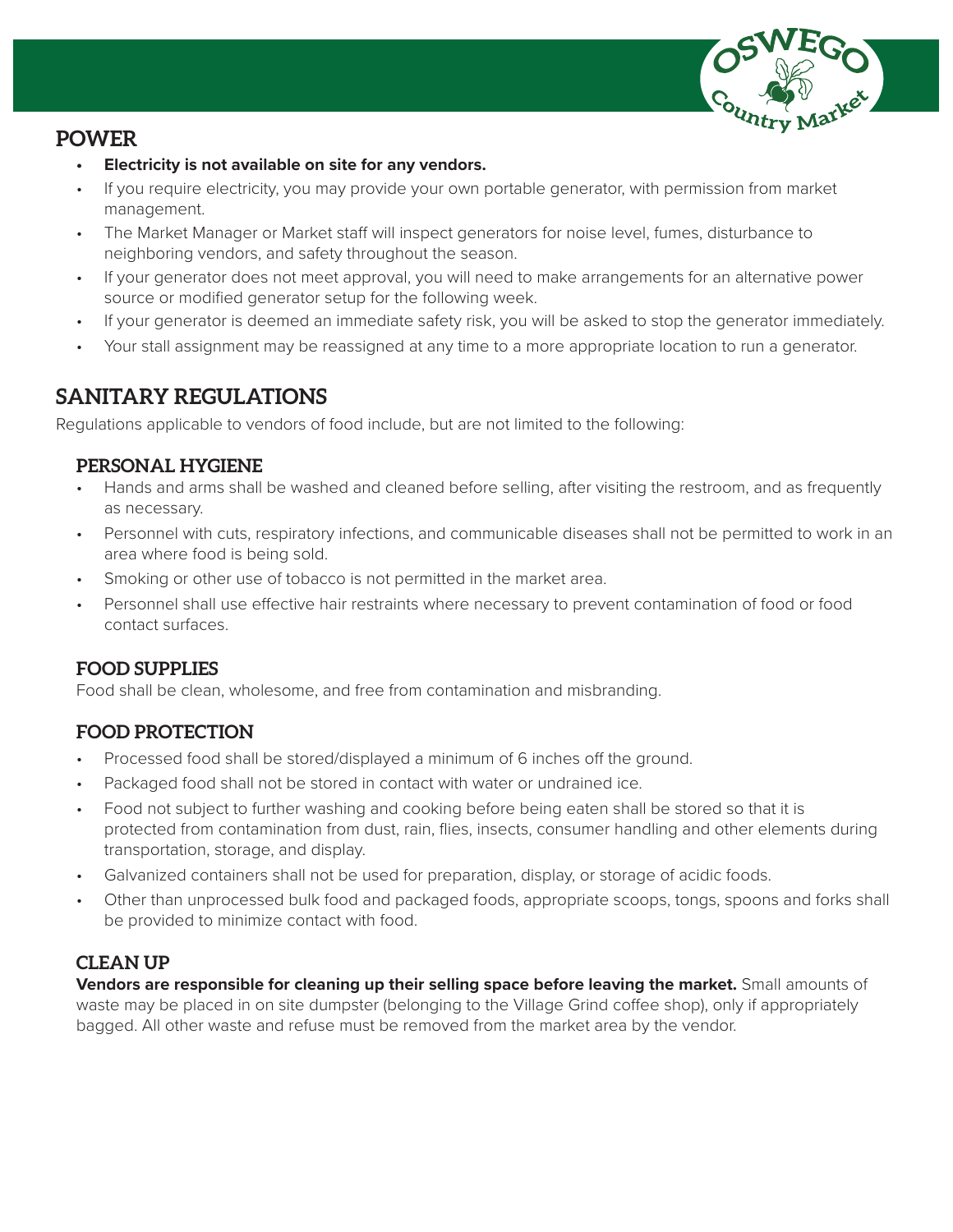## POWER

- **Electricity is not available on site for any vendors.**
- If you require electricity, you may provide your own portable generator, with permission from market management.
- The Market Manager or Market staff will inspect generators for noise level, fumes, disturbance to neighboring vendors, and safety throughout the season.
- If your generator does not meet approval, you will need to make arrangements for an alternative power source or modified generator setup for the following week.
- If your generator is deemed an immediate safety risk, you will be asked to stop the generator immediately.
- Your stall assignment may be reassigned at any time to a more appropriate location to run a generator.

## SANITARY REGULATIONS

Regulations applicable to vendors of food include, but are not limited to the following:

### PERSONAL HYGIENE

- Hands and arms shall be washed and cleaned before selling, after visiting the restroom, and as frequently as necessary.
- Personnel with cuts, respiratory infections, and communicable diseases shall not be permitted to work in an area where food is being sold.
- Smoking or other use of tobacco is not permitted in the market area.
- Personnel shall use effective hair restraints where necessary to prevent contamination of food or food contact surfaces.

### FOOD SUPPLIES

Food shall be clean, wholesome, and free from contamination and misbranding.

### FOOD PROTECTION

- Processed food shall be stored/displayed a minimum of 6 inches off the ground.
- Packaged food shall not be stored in contact with water or undrained ice.
- Food not subject to further washing and cooking before being eaten shall be stored so that it is protected from contamination from dust, rain, flies, insects, consumer handling and other elements during transportation, storage, and display.
- Galvanized containers shall not be used for preparation, display, or storage of acidic foods.
- Other than unprocessed bulk food and packaged foods, appropriate scoops, tongs, spoons and forks shall be provided to minimize contact with food.

### CLEAN UP

**Vendors are responsible for cleaning up their selling space before leaving the market.** Small amounts of waste may be placed in on site dumpster (belonging to the Village Grind coffee shop), only if appropriately bagged. All other waste and refuse must be removed from the market area by the vendor.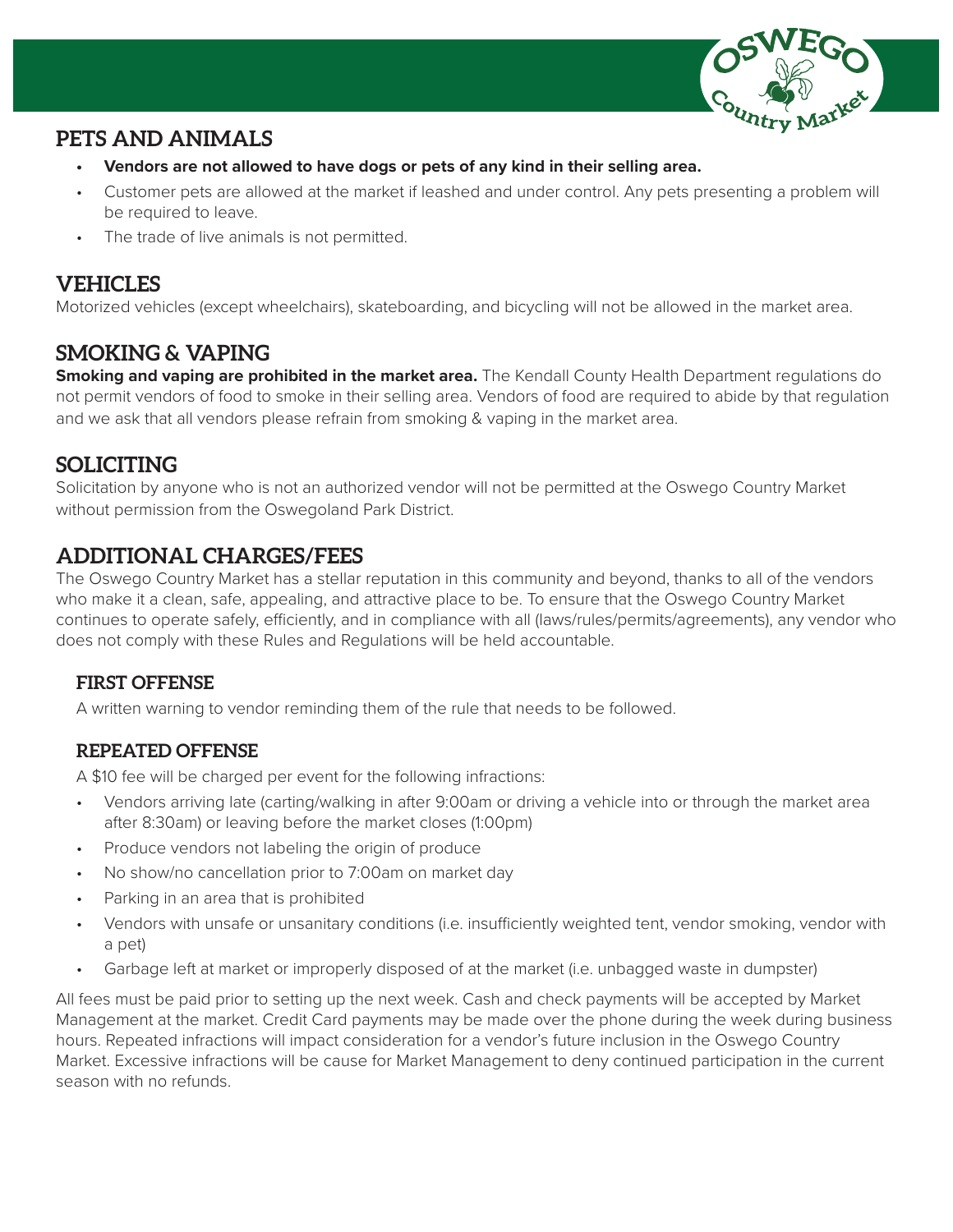## PETS AND ANIMALS

- **Vendors are not allowed to have dogs or pets of any kind in their selling area.**
- Customer pets are allowed at the market if leashed and under control. Any pets presenting a problem will be required to leave.
- The trade of live animals is not permitted.

## VEHICLES

Motorized vehicles (except wheelchairs), skateboarding, and bicycling will not be allowed in the market area.

## SMOKING & VAPING

**Smoking and vaping are prohibited in the market area.** The Kendall County Health Department regulations do not permit vendors of food to smoke in their selling area. Vendors of food are required to abide by that regulation and we ask that all vendors please refrain from smoking & vaping in the market area.

## SOLICITING

Solicitation by anyone who is not an authorized vendor will not be permitted at the Oswego Country Market without permission from the Oswegoland Park District.

## ADDITIONAL CHARGES/FEES

The Oswego Country Market has a stellar reputation in this community and beyond, thanks to all of the vendors who make it a clean, safe, appealing, and attractive place to be. To ensure that the Oswego Country Market continues to operate safely, efficiently, and in compliance with all (laws/rules/permits/agreements), any vendor who does not comply with these Rules and Regulations will be held accountable.

### FIRST OFFENSE

A written warning to vendor reminding them of the rule that needs to be followed.

### REPEATED OFFENSE

A $10 fee will be charged per event for the following infractions:

- Vendors arriving late (carting/walking in after 9:00am or driving a vehicle into or through the market area after 8:30am) or leaving before the market closes (1:00pm)
- Produce vendors not labeling the origin of produce
- No show/no cancellation prior to 7:00am on market day
- Parking in an area that is prohibited
- Vendors with unsafe or unsanitary conditions (i.e. insufficiently weighted tent, vendor smoking, vendor with a pet)
- Garbage left at market or improperly disposed of at the market (i.e. unbagged waste in dumpster)

All fees must be paid prior to setting up the next week. Cash and check payments will be accepted by Market Management at the market. Credit Card payments may be made over the phone during the week during business hours. Repeated infractions will impact consideration for a vendor's future inclusion in the Oswego Country Market. Excessive infractions will be cause for Market Management to deny continued participation in the current season with no refunds.